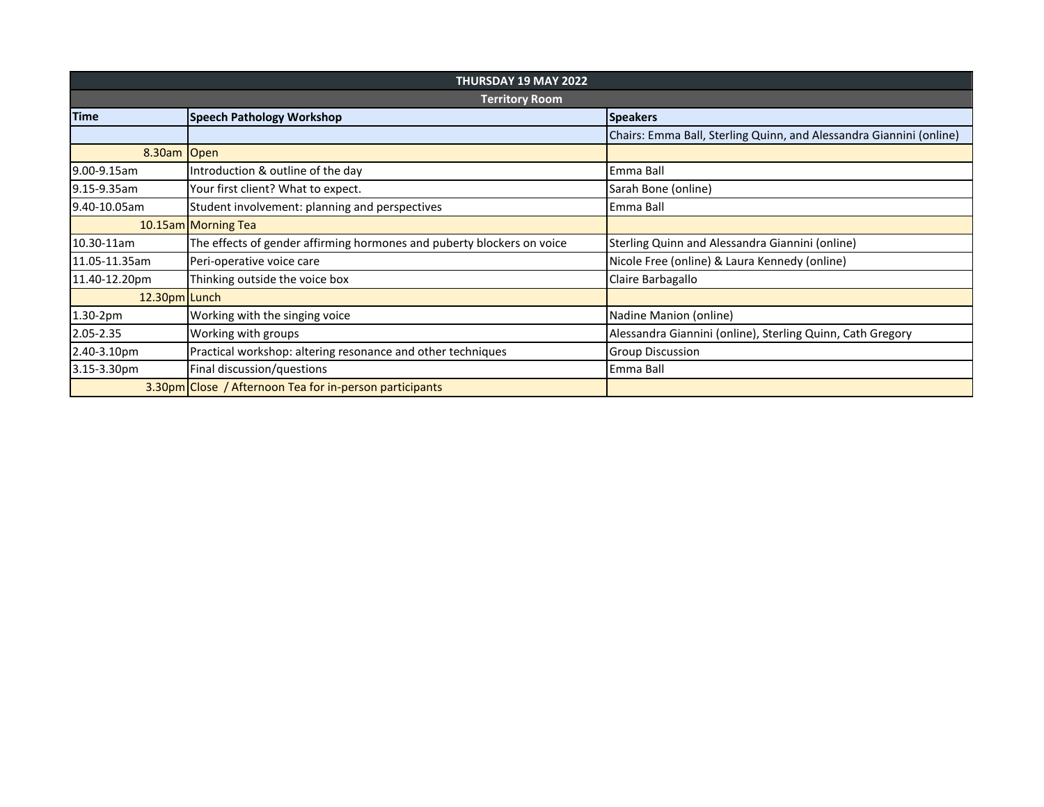| THURSDAY 19 MAY 2022 | | |
| --- | --- | --- |
| **Territory Room** | | |
| **Time** | **Speech Pathology Workshop** | **Speakers** |
| | | Chairs: Emma Ball, Sterling Quinn, and Alessandra Giannini (online) |
| 8.30am | Open | |
| 9.00-9.15am | Introduction & outline of the day | Emma Ball |
| 9.15-9.35am | Your first client? What to expect. | Sarah Bone (online) |
| 9.40-10.05am | Student involvement: planning and perspectives | Emma Ball |
| 10.15am | Morning Tea | |
| 10.30-11am | The effects of gender affirming hormones and puberty blockers on voice | Sterling Quinn and Alessandra Giannini (online) |
| 11.05-11.35am | Peri-operative voice care | Nicole Free (online) & Laura Kennedy (online) |
| 11.40-12.20pm | Thinking outside the voice box | Claire Barbagallo |
| 12.30pm | Lunch | |
| 1.30-2pm | Working with the singing voice | Nadine Manion (online) |
| 2.05-2.35 | Working with groups | Alessandra Giannini (online), Sterling Quinn, Cath Gregory |
| 2.40-3.10pm | Practical workshop: altering resonance and other techniques | Group Discussion |
| 3.15-3.30pm | Final discussion/questions | Emma Ball |
| 3.30pm | Close / Afternoon Tea for in-person participants | |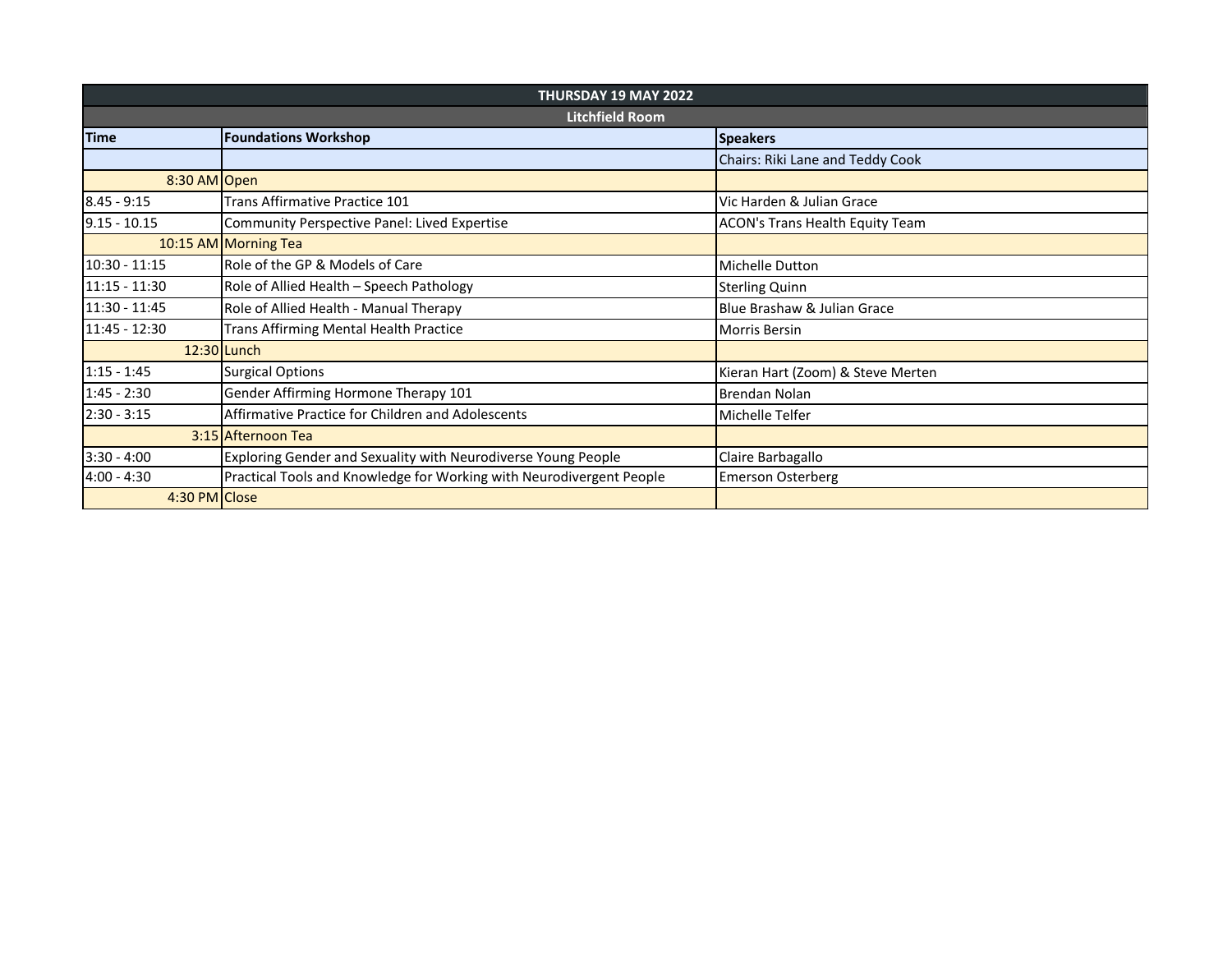| THURSDAY 19 MAY 2022 | | |
|---|---|---|
| Litchfield Room | | |
| **Time** | **Foundations Workshop** | **Speakers** |
| | | Chairs: Riki Lane and Teddy Cook |
| 8:30 AM | Open | |
| 8.45 - 9:15 | Trans Affirmative Practice 101 | Vic Harden & Julian Grace |
| 9.15 - 10.15 | Community Perspective Panel: Lived Expertise | ACON's Trans Health Equity Team |
| 10:15 AM | Morning Tea | |
| 10:30 - 11:15 | Role of the GP & Models of Care | Michelle Dutton |
| 11:15 - 11:30 | Role of Allied Health – Speech Pathology | Sterling Quinn |
| 11:30 - 11:45 | Role of Allied Health - Manual Therapy | Blue Brashaw & Julian Grace |
| 11:45 - 12:30 | Trans Affirming Mental Health Practice | Morris Bersin |
| 12:30 | Lunch | |
| 1:15 - 1:45 | Surgical Options | Kieran Hart (Zoom) & Steve Merten |
| 1:45 - 2:30 | Gender Affirming Hormone Therapy 101 | Brendan Nolan |
| 2:30 - 3:15 | Affirmative Practice for Children and Adolescents | Michelle Telfer |
| 3:15 | Afternoon Tea | |
| 3:30 - 4:00 | Exploring Gender and Sexuality with Neurodiverse Young People | Claire Barbagallo |
| 4:00 - 4:30 | Practical Tools and Knowledge for Working with Neurodivergent People | Emerson Osterberg |
| 4:30 PM | Close | |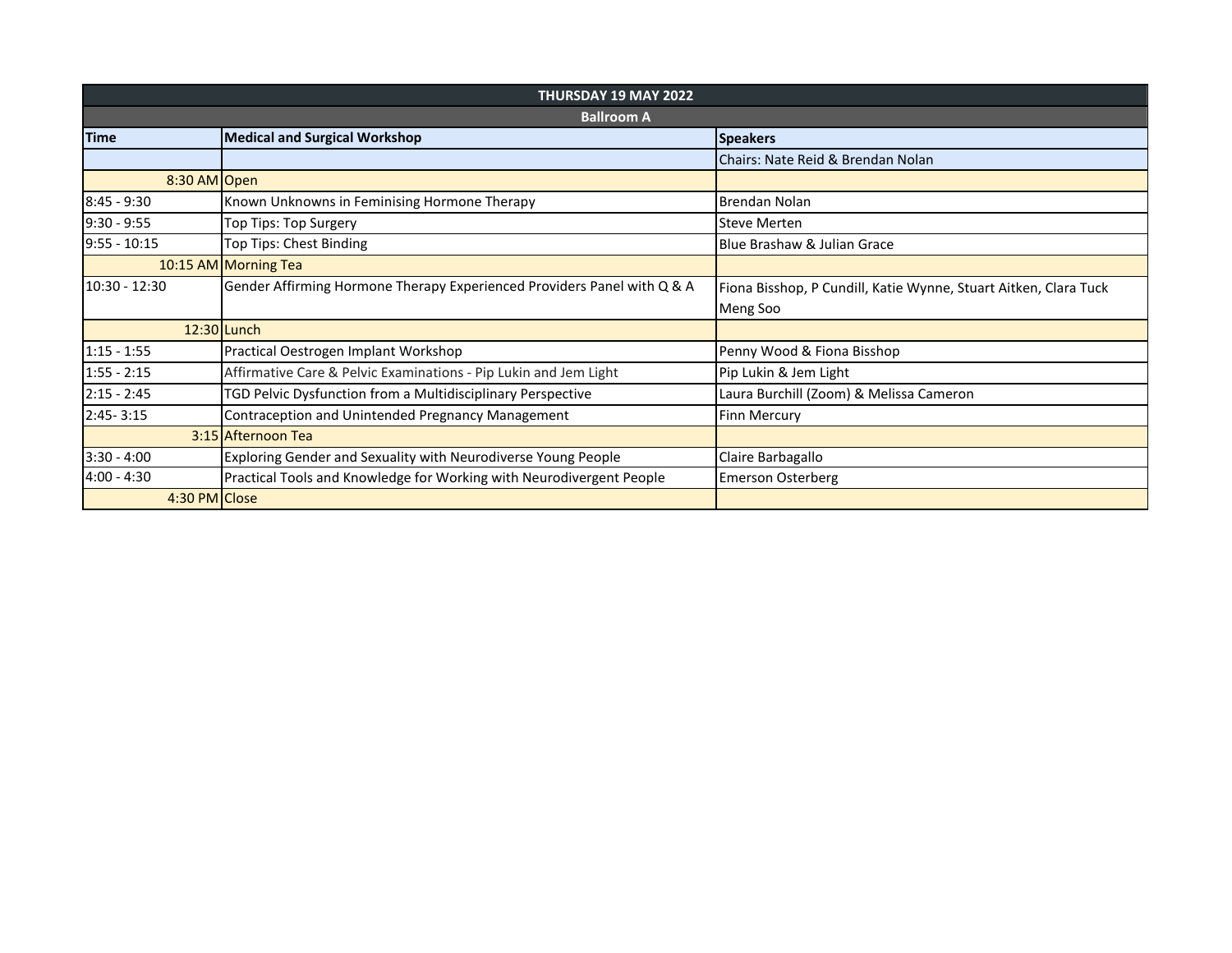| THURSDAY 19 MAY 2022 | | |
|---|---|---|
| **Ballroom A** | | |
| **Time** | **Medical and Surgical Workshop** | **Speakers** |
| | | Chairs: Nate Reid & Brendan Nolan |
| 8:30 AM | Open | |
| 8:45 - 9:30 | Known Unknowns in Feminising Hormone Therapy | Brendan Nolan |
| 9:30 - 9:55 | Top Tips: Top Surgery | Steve Merten |
| 9:55 - 10:15 | Top Tips: Chest Binding | Blue Brashaw & Julian Grace |
| 10:15 AM | Morning Tea | |
| 10:30 - 12:30 | Gender Affirming Hormone Therapy Experienced Providers Panel with Q & A | Fiona Bisshop, P Cundill, Katie Wynne, Stuart Aitken, Clara Tuck Meng Soo |
| 12:30 | Lunch | |
| 1:15 - 1:55 | Practical Oestrogen Implant Workshop | Penny Wood & Fiona Bisshop |
| 1:55 - 2:15 | Affirmative Care & Pelvic Examinations - Pip Lukin and Jem Light | Pip Lukin & Jem Light |
| 2:15 - 2:45 | TGD Pelvic Dysfunction from a Multidisciplinary Perspective | Laura Burchill (Zoom) & Melissa Cameron |
| 2:45- 3:15 | Contraception and Unintended Pregnancy Management | Finn Mercury |
| 3:15 | Afternoon Tea | |
| 3:30 - 4:00 | Exploring Gender and Sexuality with Neurodiverse Young People | Claire Barbagallo |
| 4:00 - 4:30 | Practical Tools and Knowledge for Working with Neurodivergent People | Emerson Osterberg |
| 4:30 PM | Close | |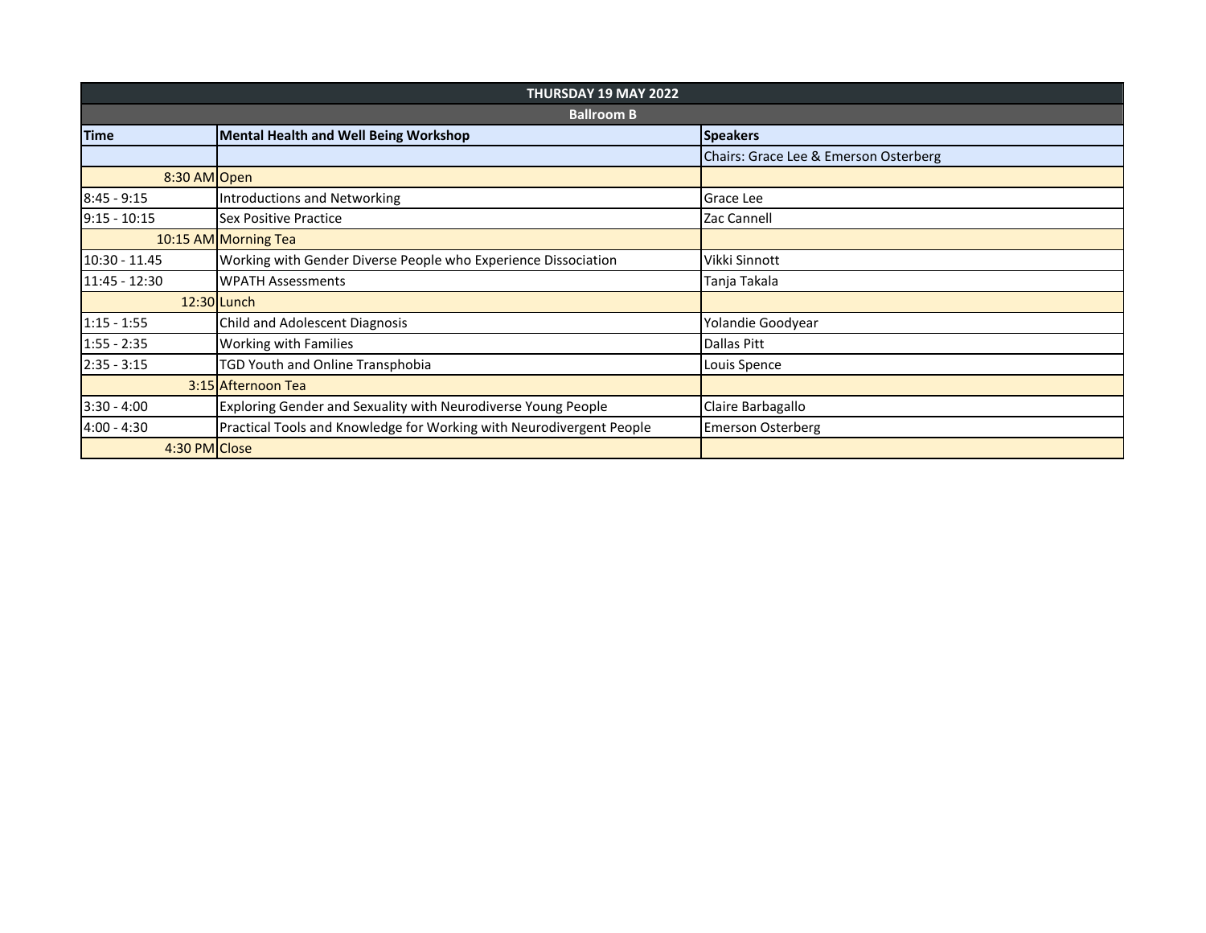| THURSDAY 19 MAY 2022 | | |
|---|---|---|
| Ballroom B | | |
| **Time** | **Mental Health and Well Being Workshop** | **Speakers** |
| | | Chairs: Grace Lee & Emerson Osterberg |
| 8:30 AM | Open | |
| 8:45 - 9:15 | Introductions and Networking | Grace Lee |
| 9:15 - 10:15 | Sex Positive Practice | Zac Cannell |
| 10:15 AM | Morning Tea | |
| 10:30 - 11.45 | Working with Gender Diverse People who Experience Dissociation | Vikki Sinnott |
| 11:45 - 12:30 | WPATH Assessments | Tanja Takala |
| 12:30 | Lunch | |
| 1:15 - 1:55 | Child and Adolescent Diagnosis | Yolandie Goodyear |
| 1:55 - 2:35 | Working with Families | Dallas Pitt |
| 2:35 - 3:15 | TGD Youth and Online Transphobia | Louis Spence |
| 3:15 | Afternoon Tea | |
| 3:30 - 4:00 | Exploring Gender and Sexuality with Neurodiverse Young People | Claire Barbagallo |
| 4:00 - 4:30 | Practical Tools and Knowledge for Working with Neurodivergent People | Emerson Osterberg |
| 4:30 PM | Close | |